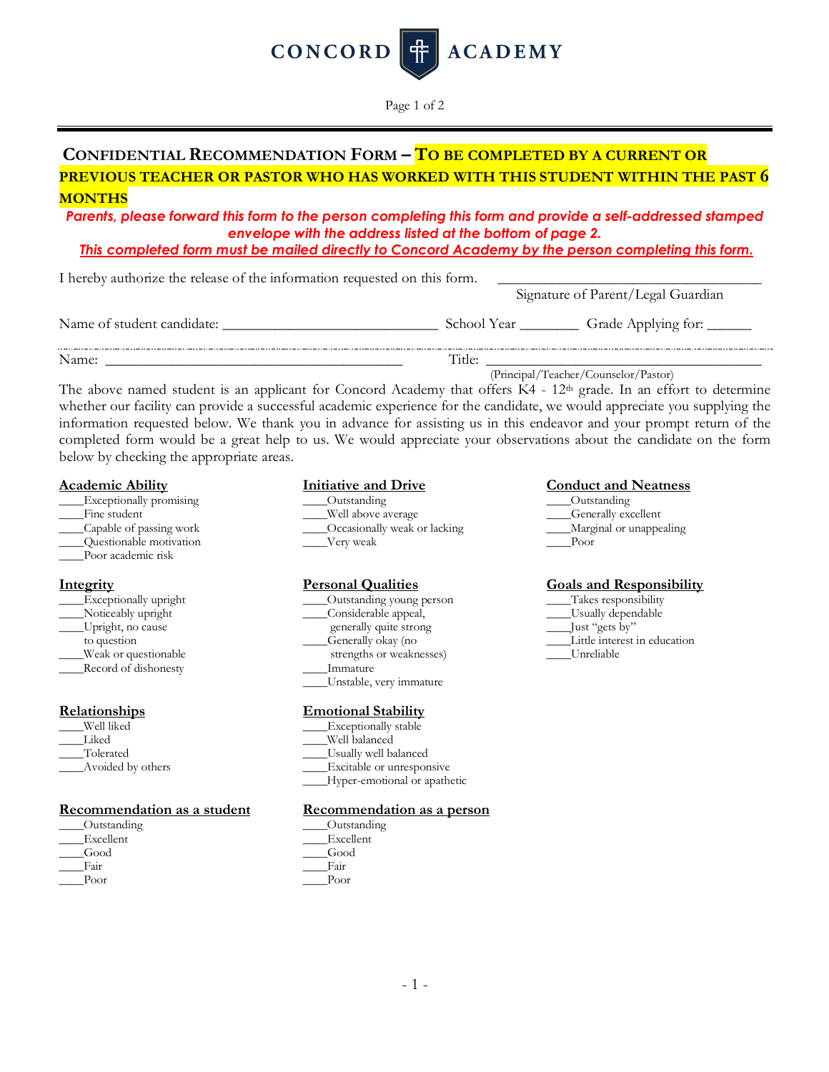# CONCORD ACADEMY

## CONFIDENTIAL RECOMMENDATION FORM – TO BE COMPLETED BY A CURRENT OR PREVIOUS TEACHER OR PASTOR WHO HAS WORKED WITH THIS STUDENT WITHIN THE PAST 6 MONTHS

***Parents, please forward this form to the person completing this form and provide a self-addressed stamped envelope with the address listed at the bottom of page 2.***

***This completed form must be mailed directly to Concord Academy by the person completing this form.***

I hereby authorize the release of the information requested on this form. ___________________________________
Signature of Parent/Legal Guardian

Name of student candidate: _____________________________ School Year ________ Grade Applying for: ______

Name: _________________________________________ Title: _____________________________________
(Principal/Teacher/Counselor/Pastor)

The above named student is an applicant for Concord Academy that offers K4 - 12th grade. In an effort to determine whether our facility can provide a successful academic experience for the candidate, we would appreciate you supplying the information requested below. We thank you in advance for assisting us in this endeavor and your prompt return of the completed form would be a great help to us. We would appreciate your observations about the candidate on the form below by checking the appropriate areas.

**Academic Ability**
- ____Exceptionally promising
- ____Fine student
- ____Capable of passing work
- ____Questionable motivation
- ____Poor academic risk

**Initiative and Drive**
- ____Outstanding
- ____Well above average
- ____Occasionally weak or lacking
- ____Very weak

**Conduct and Neatness**
- ____Outstanding
- ____Generally excellent
- ____Marginal or unappealing
- ____Poor

**Integrity**
- ____Exceptionally upright
- ____Noticeably upright
- ____Upright, no cause to question
- ____Weak or questionable
- ____Record of dishonesty

**Personal Qualities**
- ____Outstanding young person
- ____Considerable appeal, generally quite strong
- ____Generally okay (no strengths or weaknesses)
- ____Immature
- ____Unstable, very immature

**Goals and Responsibility**
- ____Takes responsibility
- ____Usually dependable
- ____Just "gets by"
- ____Little interest in education
- ____Unreliable

**Relationships**
- ____Well liked
- ____Liked
- ____Tolerated
- ____Avoided by others

**Emotional Stability**
- ____Exceptionally stable
- ____Well balanced
- ____Usually well balanced
- ____Excitable or unresponsive
- ____Hyper-emotional or apathetic

**Recommendation as a student**
- ____Outstanding
- ____Excellent
- ____Good
- ____Fair
- ____Poor

**Recommendation as a person**
- ____Outstanding
- ____Excellent
- ____Good
- ____Fair
- ____Poor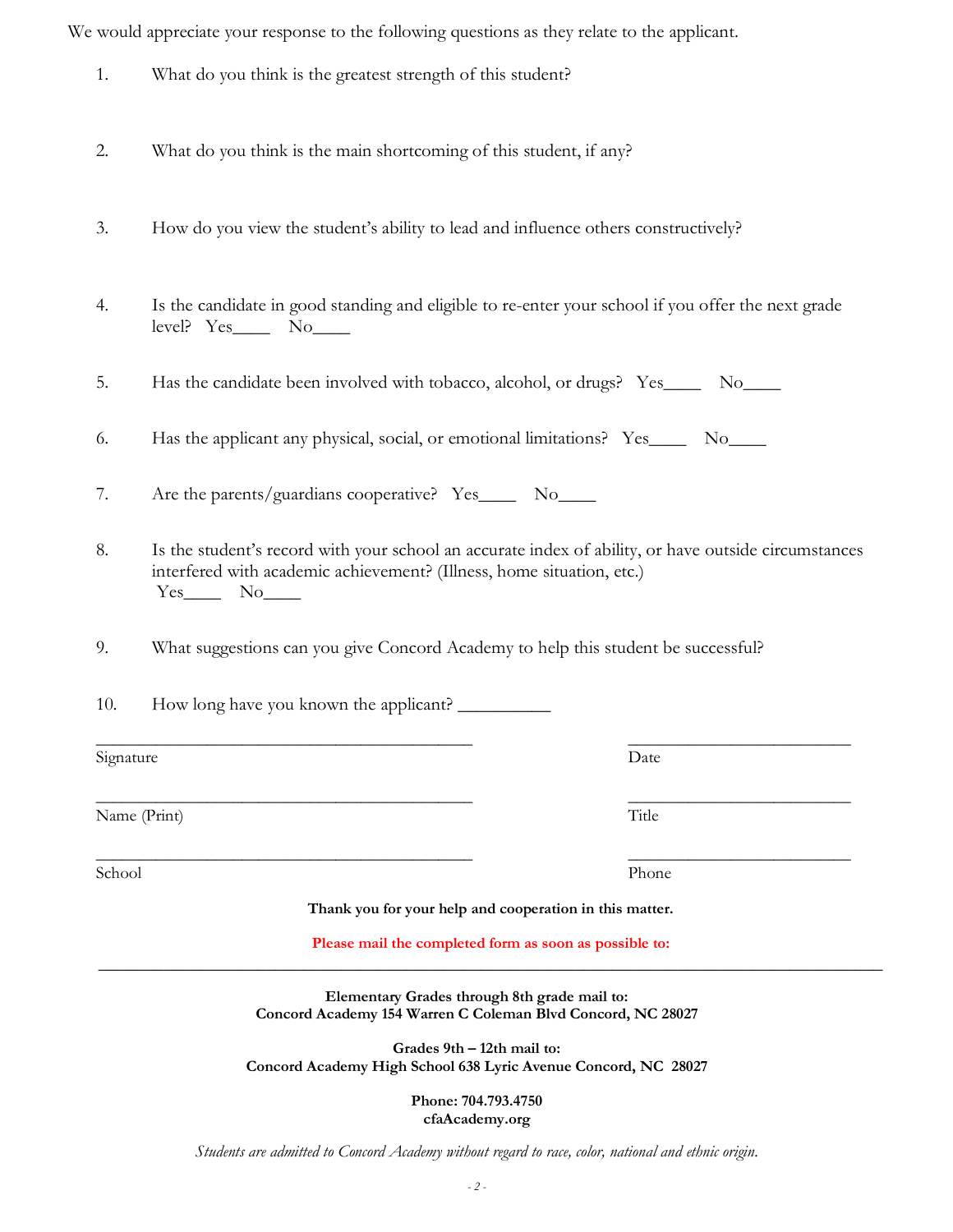We would appreciate your response to the following questions as they relate to the applicant.

1. What do you think is the greatest strength of this student?

2. What do you think is the main shortcoming of this student, if any?

3. How do you view the student's ability to lead and influence others constructively?

4. Is the candidate in good standing and eligible to re-enter your school if you offer the next grade level? Yes____ No____

5. Has the candidate been involved with tobacco, alcohol, or drugs? Yes____ No____

6. Has the applicant any physical, social, or emotional limitations? Yes____ No____

7. Are the parents/guardians cooperative? Yes____ No____

8. Is the student's record with your school an accurate index of ability, or have outside circumstances interfered with academic achievement? (Illness, home situation, etc.)
   Yes____ No____

9. What suggestions can you give Concord Academy to help this student be successful?

10. How long have you known the applicant? __________

______________________________ ______________________________
Signature Date

______________________________ ______________________________
Name (Print) Title

______________________________ ______________________________
School Phone

**Thank you for your help and cooperation in this matter.**

**Please mail the completed form as soon as possible to:**

---

**Elementary Grades through 8th grade mail to:**
**Concord Academy 154 Warren C Coleman Blvd Concord, NC 28027**

**Grades 9th – 12th mail to:**
**Concord Academy High School 638 Lyric Avenue Concord, NC 28027**

**Phone: 704.793.4750**
**cfaAcademy.org**

*Students are admitted to Concord Academy without regard to race, color, national and ethnic origin.*